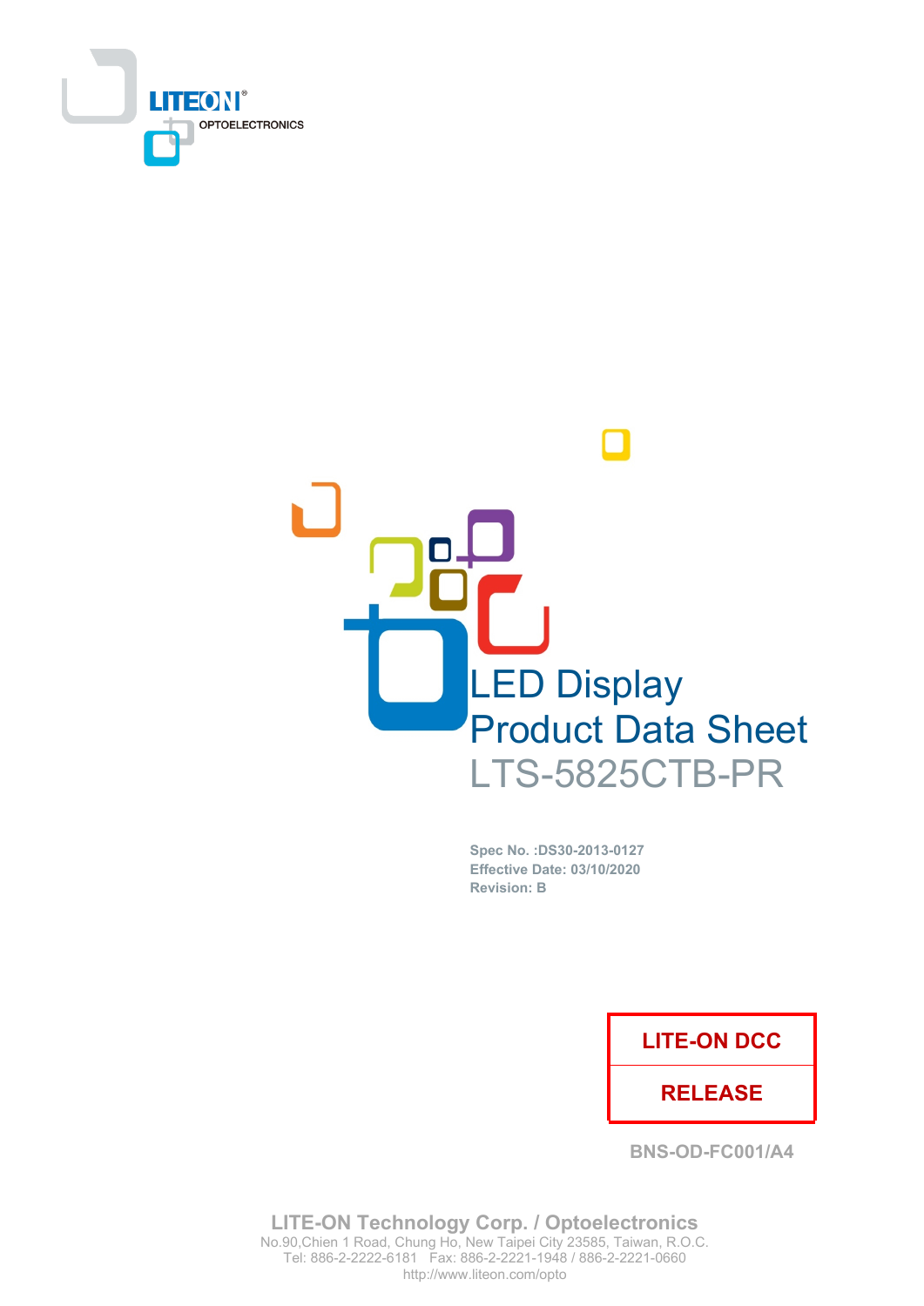LITEON OPTOELECTRONICS

# LED Display
# Product Data Sheet
# LTS-5825CTB-PR

**Spec No. :DS30-2013-0127**
**Effective Date: 03/10/2020**
**Revision: B**

| LITE-ON DCC |
| --- |
| RELEASE |

BNS-OD-FC001/A4

**LITE-ON Technology Corp. / Optoelectronics**
No.90,Chien 1 Road, Chung Ho, New Taipei City 23585, Taiwan, R.O.C.
Tel: 886-2-2222-6181 Fax: 886-2-2221-1948 / 886-2-2221-0660
http://www.liteon.com/opto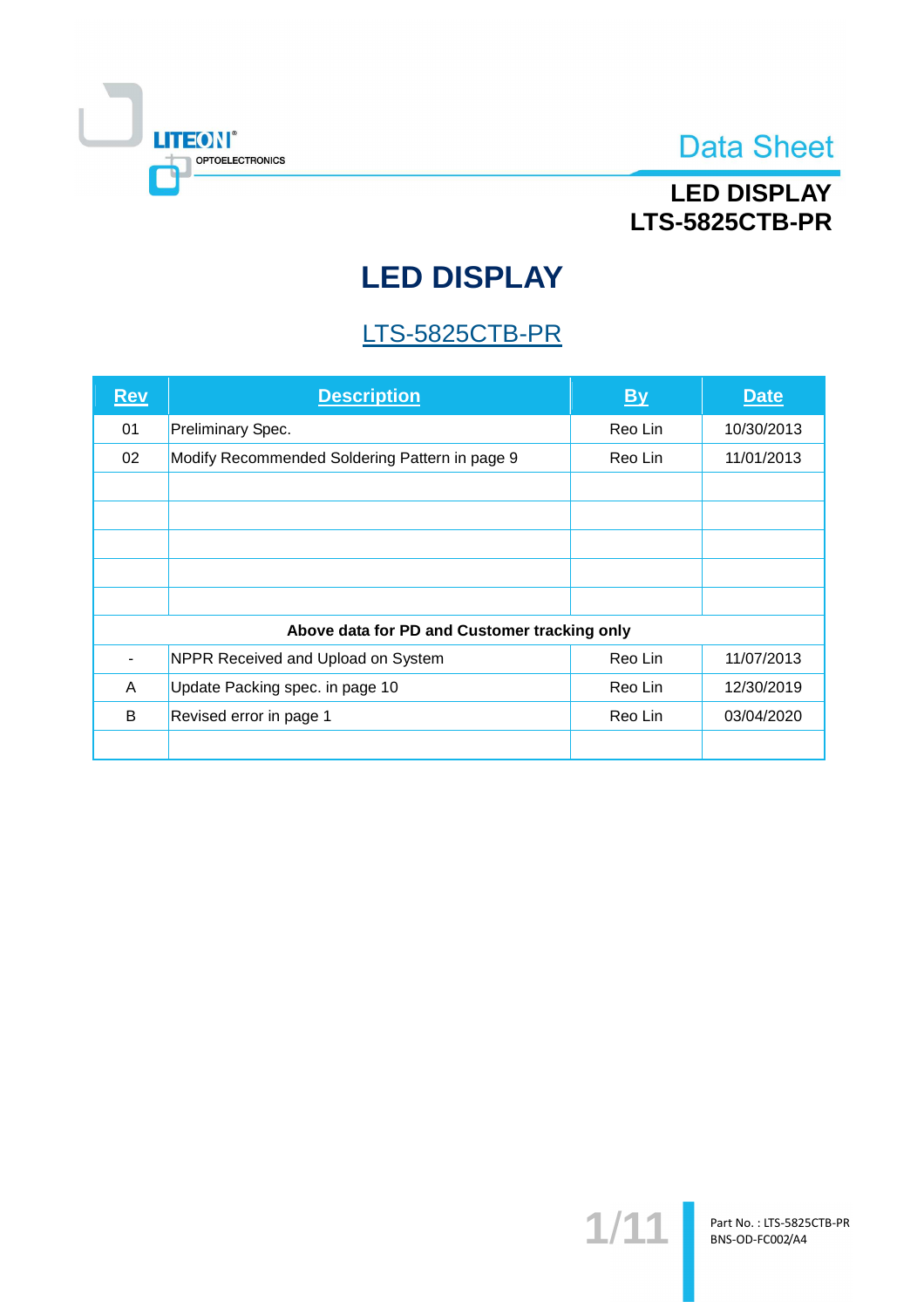# LED DISPLAY

## LTS-5825CTB-PR

| Rev | Description | By | Date |
|---|---|---|---|
| 01 | Preliminary Spec. | Reo Lin | 10/30/2013 |
| 02 | Modify Recommended Soldering Pattern in page 9 | Reo Lin | 11/01/2013 |
| | | | |
| | | | |
| | | | |
| | | | |
| | | | |
| **Above data for PD and Customer tracking only** | | | |
| - | NPPR Received and Upload on System | Reo Lin | 11/07/2013 |
| A | Update Packing spec. in page 10 | Reo Lin | 12/30/2019 |
| B | Revised error in page 1 | Reo Lin | 03/04/2020 |
| | | | |

Part No. : LTS-5825CTB-PR
BNS-OD-FC002/A4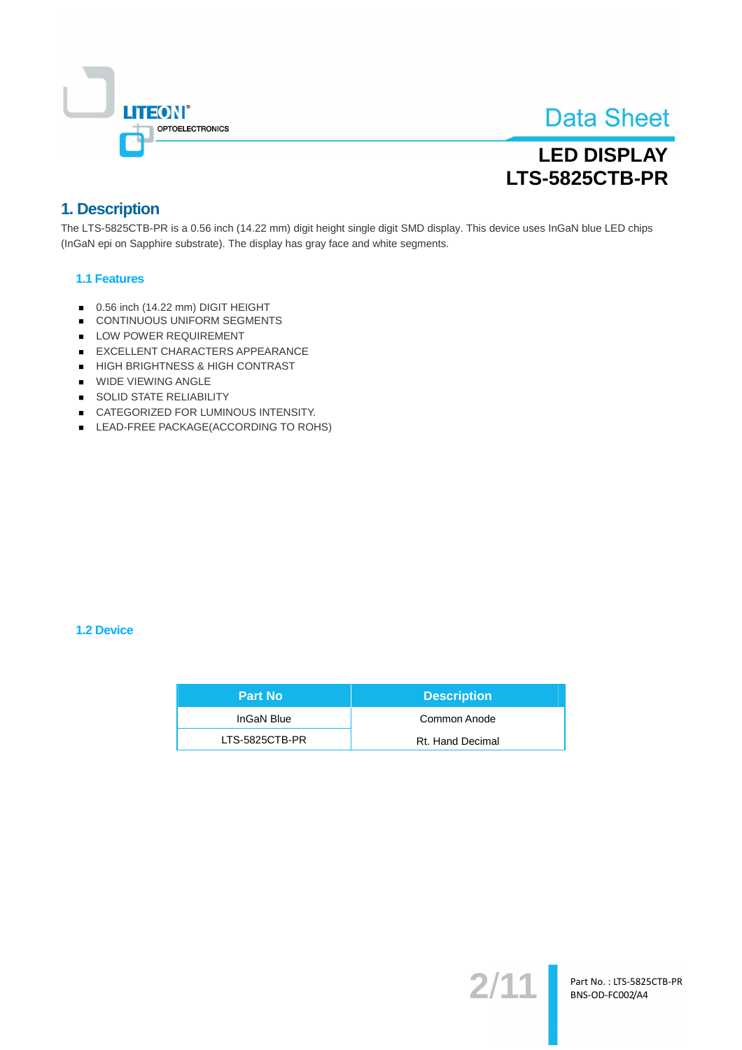# 1. Description

The LTS-5825CTB-PR is a 0.56 inch (14.22 mm) digit height single digit SMD display. This device uses InGaN blue LED chips (InGaN epi on Sapphire substrate). The display has gray face and white segments.

## 1.1 Features

- 0.56 inch (14.22 mm) DIGIT HEIGHT
- CONTINUOUS UNIFORM SEGMENTS
- LOW POWER REQUIREMENT
- EXCELLENT CHARACTERS APPEARANCE
- HIGH BRIGHTNESS & HIGH CONTRAST
- WIDE VIEWING ANGLE
- SOLID STATE RELIABILITY
- CATEGORIZED FOR LUMINOUS INTENSITY.
- LEAD-FREE PACKAGE(ACCORDING TO ROHS)

## 1.2 Device

| Part No | Description |
|---|---|
| InGaN Blue | Common Anode |
| LTS-5825CTB-PR | Rt. Hand Decimal |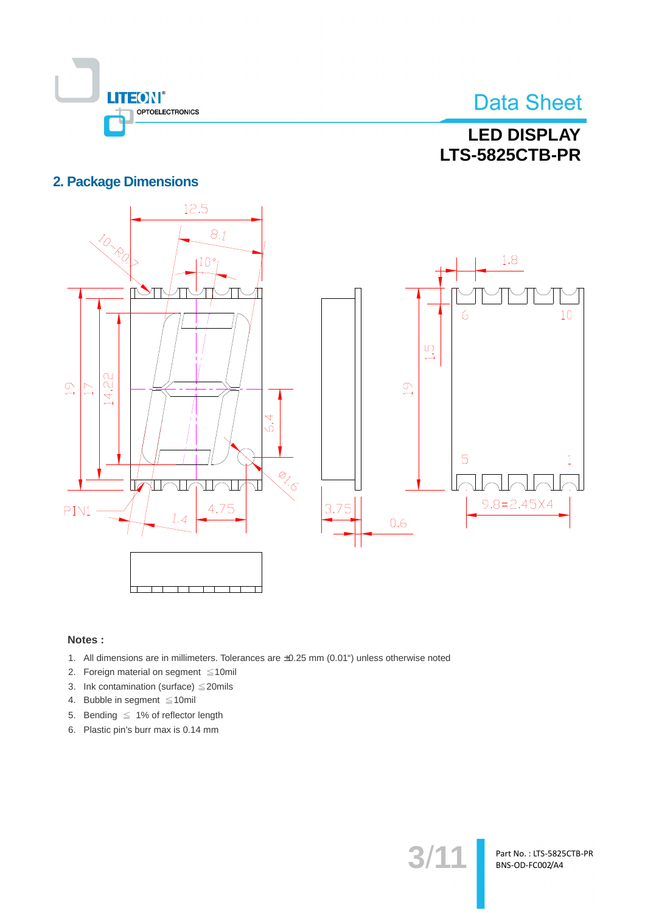## 2. Package Dimensions

**Notes :**

1. All dimensions are in millimeters. Tolerances are ±0.25 mm (0.01") unless otherwise noted
2. Foreign material on segment ≦10mil
3. Ink contamination (surface) ≦20mils
4. Bubble in segment ≦10mil
5. Bending ≦ 1% of reflector length
6. Plastic pin's burr max is 0.14 mm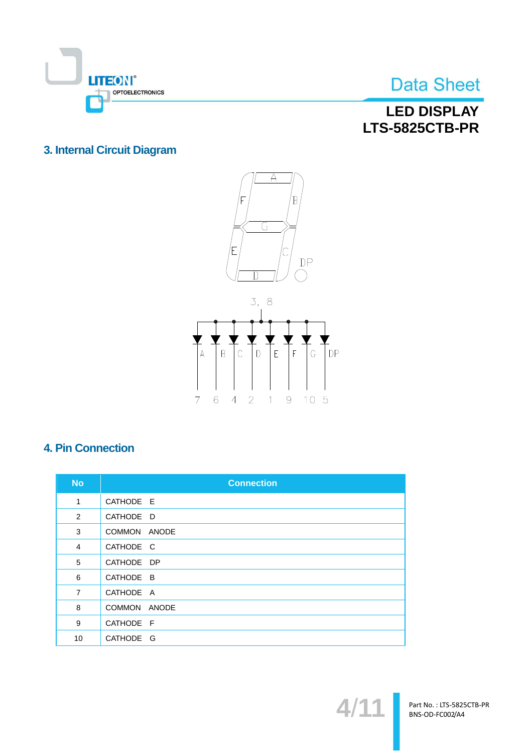## 3. Internal Circuit Diagram

## 4. Pin Connection

| No | Connection |
|---|---|
| 1 | CATHODE E |
| 2 | CATHODE D |
| 3 | COMMON ANODE |
| 4 | CATHODE C |
| 5 | CATHODE DP |
| 6 | CATHODE B |
| 7 | CATHODE A |
| 8 | COMMON ANODE |
| 9 | CATHODE F |
| 10 | CATHODE G |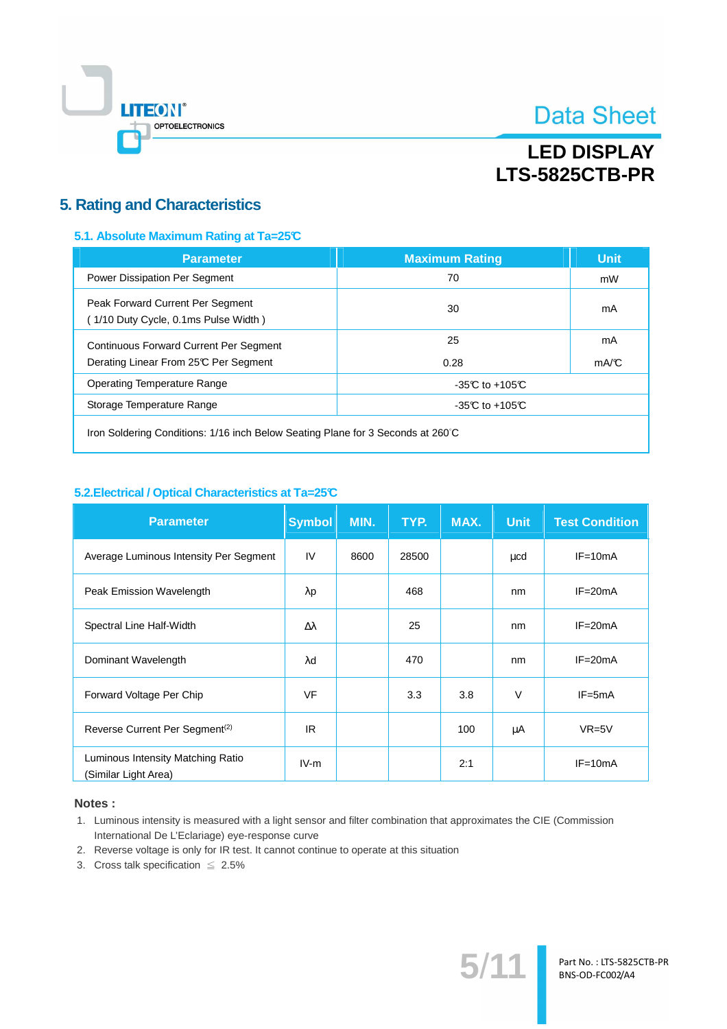## 5. Rating and Characteristics

### 5.1. Absolute Maximum Rating at Ta=25℃

| Parameter | Maximum Rating | Unit |
|---|---|---|
| Power Dissipation Per Segment | 70 | mW |
| Peak Forward Current Per Segment ( 1/10 Duty Cycle, 0.1ms Pulse Width ) | 30 | mA |
| Continuous Forward Current Per Segment<br>Derating Linear From 25℃ Per Segment | 25<br>0.28 | mA<br>mA/℃ |
| Operating Temperature Range | -35℃ to +105℃ | |
| Storage Temperature Range | -35℃ to +105℃ | |
| Iron Soldering Conditions: 1/16 inch Below Seating Plane for 3 Seconds at 260°C | | |

### 5.2.Electrical / Optical Characteristics at Ta=25℃

| Parameter | Symbol | MIN. | TYP. | MAX. | Unit | Test Condition |
|---|---|---|---|---|---|---|
| Average Luminous Intensity Per Segment | IV | 8600 | 28500 | | μcd | IF=10mA |
| Peak Emission Wavelength | λp | | 468 | | nm | IF=20mA |
| Spectral Line Half-Width | Δλ | | 25 | | nm | IF=20mA |
| Dominant Wavelength | λd | | 470 | | nm | IF=20mA |
| Forward Voltage Per Chip | VF | | 3.3 | 3.8 | V | IF=5mA |
| Reverse Current Per Segment[(2)] | IR | | | 100 | μA | VR=5V |
| Luminous Intensity Matching Ratio (Similar Light Area) | IV-m | | | 2:1 | | IF=10mA |

**Notes :**

1. Luminous intensity is measured with a light sensor and filter combination that approximates the CIE (Commission International De L'Eclariage) eye-response curve
2. Reverse voltage is only for IR test. It cannot continue to operate at this situation
3. Cross talk specification ≦ 2.5%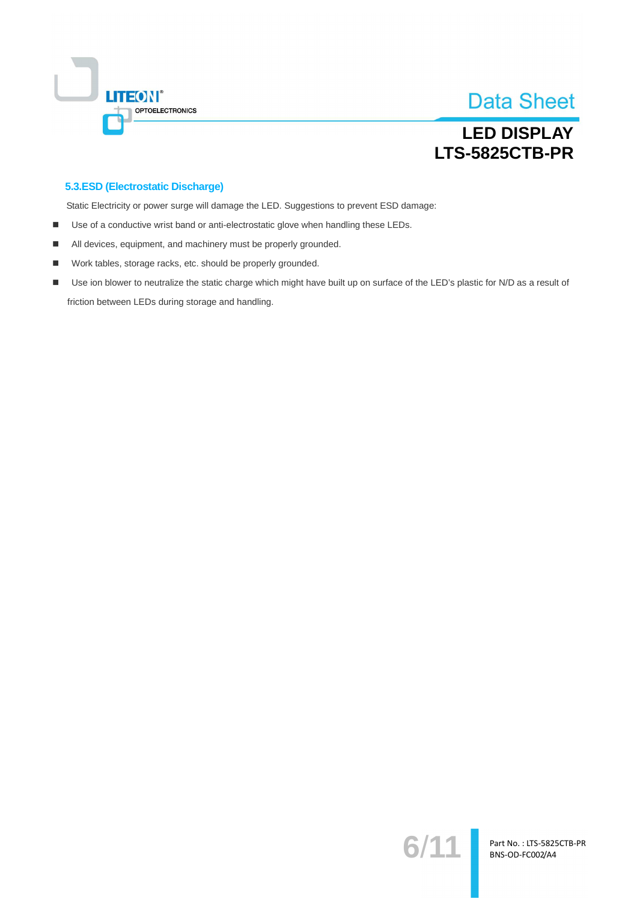### 5.3.ESD (Electrostatic Discharge)

Static Electricity or power surge will damage the LED. Suggestions to prevent ESD damage:

- Use of a conductive wrist band or anti-electrostatic glove when handling these LEDs.
- All devices, equipment, and machinery must be properly grounded.
- Work tables, storage racks, etc. should be properly grounded.
- Use ion blower to neutralize the static charge which might have built up on surface of the LED's plastic for N/D as a result of friction between LEDs during storage and handling.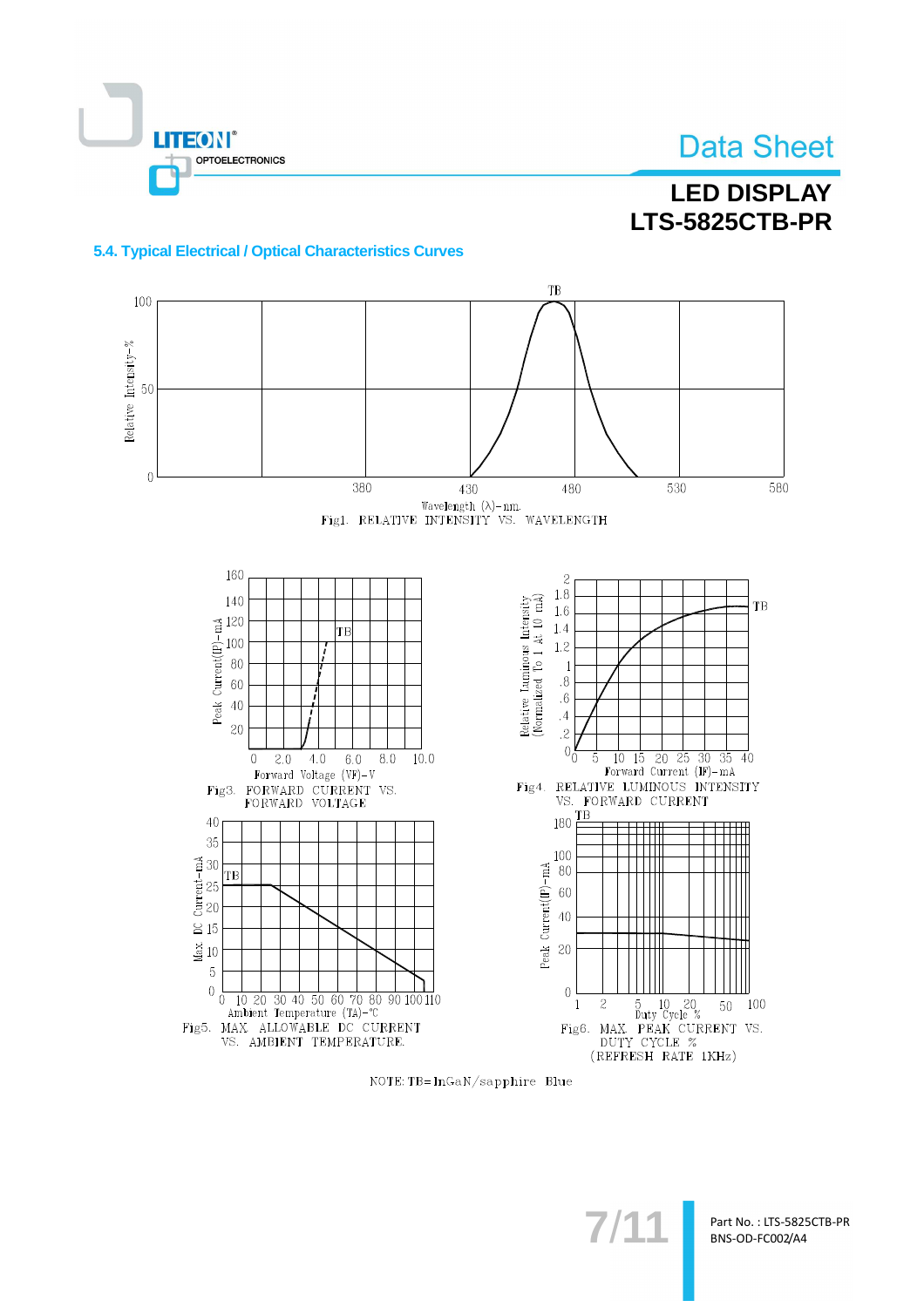## 5.4. Typical Electrical / Optical Characteristics Curves

Fig1. RELATIVE INTENSITY VS. WAVELENGTH

Fig3. FORWARD CURRENT VS. FORWARD VOLTAGE

Fig4. RELATIVE LUMINOUS INTENSITY VS. FORWARD CURRENT

Fig5. MAX ALLOWABLE DC CURRENT VS. AMBIENT TEMPERATURE.

Fig6. MAX PEAK CURRENT VS. DUTY CYCLE % (REFRESH RATE 1KHz)

NOTE: TB=InGaN/sapphire Blue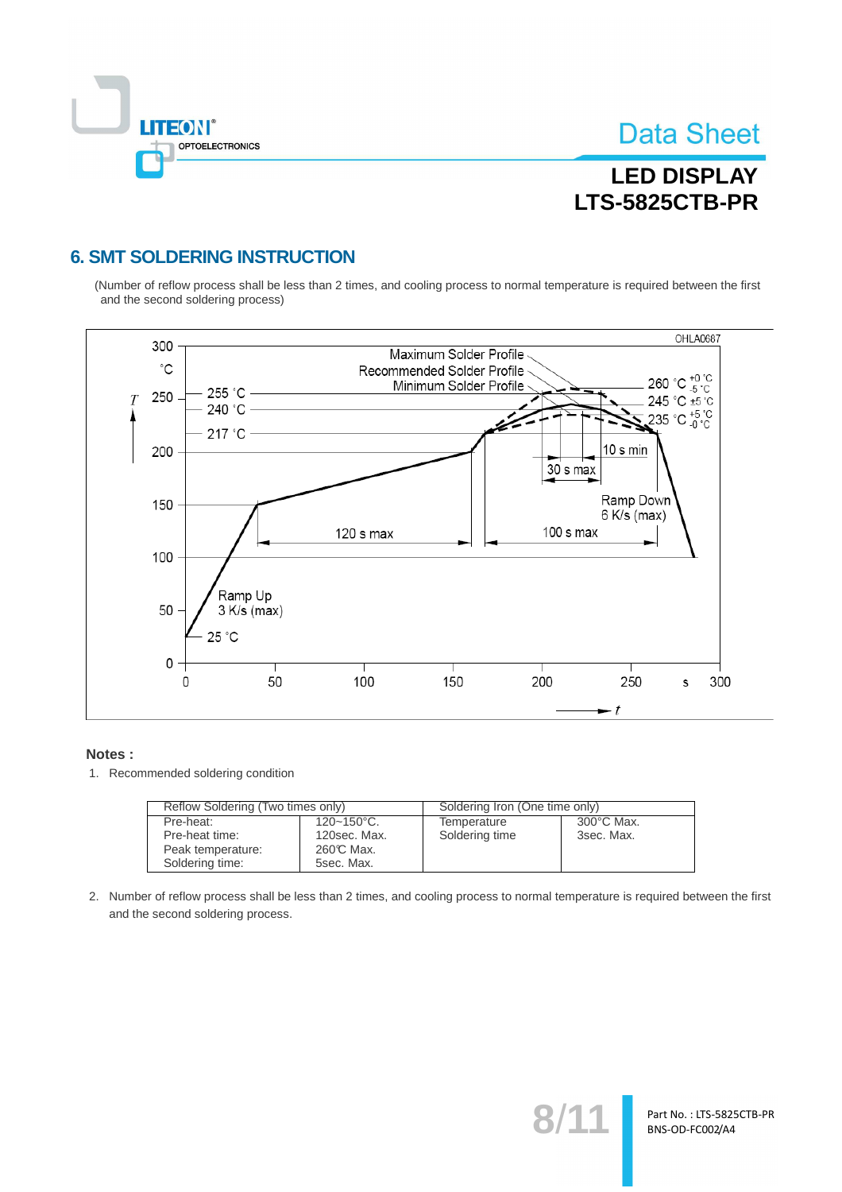## 6. SMT SOLDERING INSTRUCTION

(Number of reflow process shall be less than 2 times, and cooling process to normal temperature is required between the first and the second soldering process)

**Notes :**

1. Recommended soldering condition

| Reflow Soldering (Two times only) | | Soldering Iron (One time only) | |
|---|---|---|---|
| Pre-heat: | 120~150°C. | Temperature | 300°C Max. |
| Pre-heat time: | 120sec. Max. | Soldering time | 3sec. Max. |
| Peak temperature: | 260℃ Max. | | |
| Soldering time: | 5sec. Max. | | |

2. Number of reflow process shall be less than 2 times, and cooling process to normal temperature is required between the first and the second soldering process.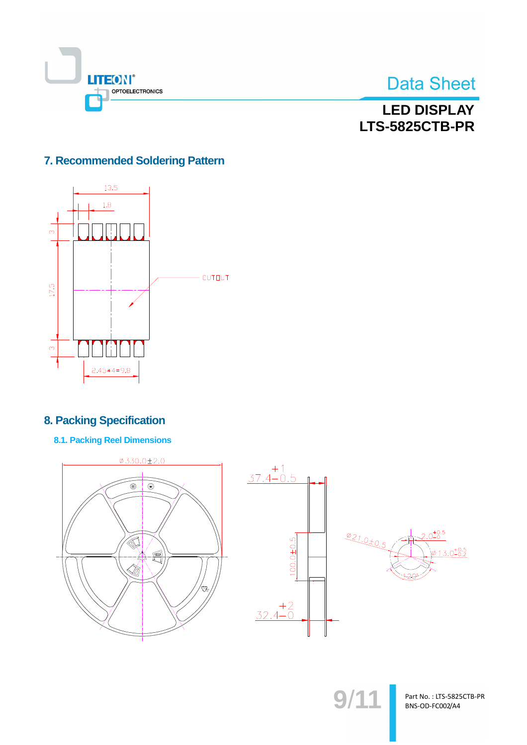## 7. Recommended Soldering Pattern

### 8. Packing Specification

#### 8.1. Packing Reel Dimensions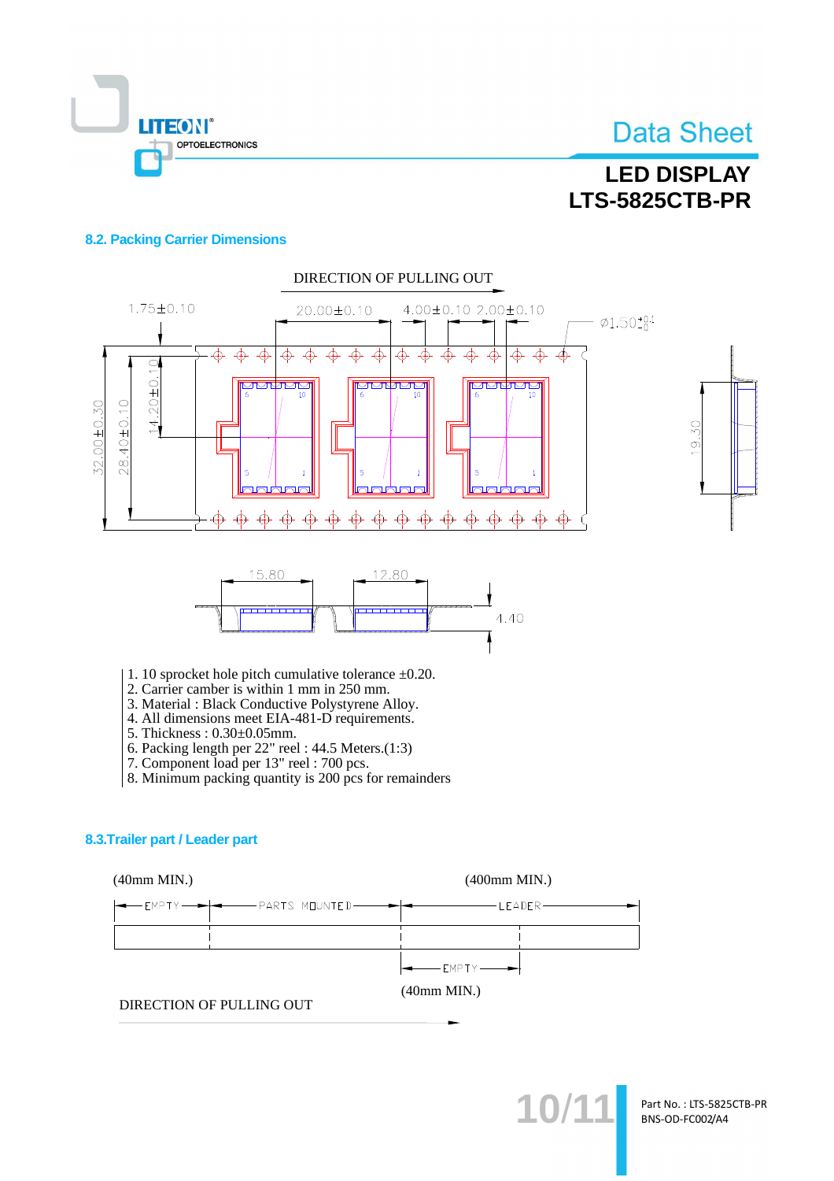### 8.2. Packing Carrier Dimensions

DIRECTION OF PULLING OUT

1.75±0.10 &nbsp; 20.00±0.10 &nbsp; 4.00±0.10 &nbsp; 2.00±0.10 &nbsp; Ø1.50

32.00±0.30 &nbsp; 28.40±0.10 &nbsp; 14.20±0.10 &nbsp; 19.30

15.80 &nbsp; 12.80 &nbsp; 4.40

1. 10 sprocket hole pitch cumulative tolerance ±0.20.
2. Carrier camber is within 1 mm in 250 mm.
3. Material : Black Conductive Polystyrene Alloy.
4. All dimensions meet EIA-481-D requirements.
5. Thickness : 0.30±0.05mm.
6. Packing length per 22" reel : 44.5 Meters.(1:3)
7. Component load per 13" reel : 700 pcs.
8. Minimum packing quantity is 200 pcs for remainders

### 8.3.Trailer part / Leader part

(40mm MIN.) &nbsp; (400mm MIN.)

EMPTY — PARTS MOUNTED — LEADER

EMPTY

(40mm MIN.)

DIRECTION OF PULLING OUT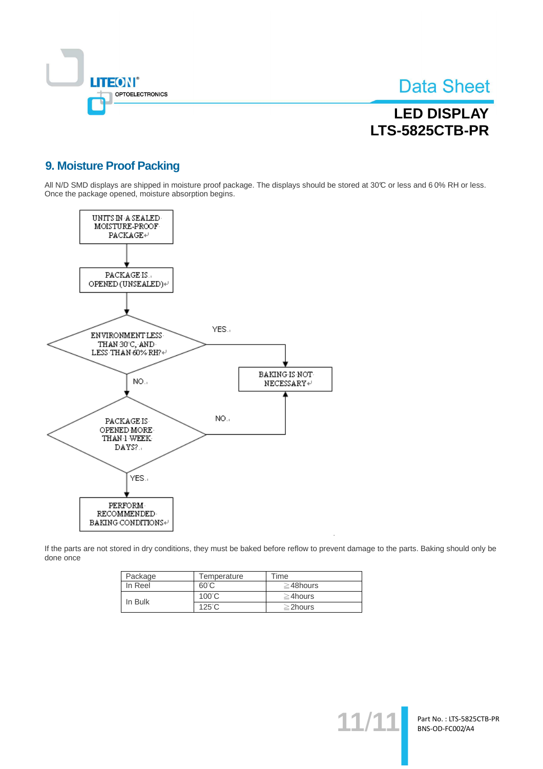## 9. Moisture Proof Packing

All N/D SMD displays are shipped in moisture proof package. The displays should be stored at 30℃ or less and 60% RH or less. Once the package opened, moisture absorption begins.

UNITS IN A SEALED MOISTURE-PROOF PACKAGE

PACKAGE IS OPENED (UNSEALED)

ENVIRONMENT LESS THAN 30°C, AND LESS THAN 60% RH?

YES

BAKING IS NOT NECESSARY

NO

PACKAGE IS OPENED MORE THAN 1 WEEK DAYS?

NO

YES

PERFORM RECOMMENDED BAKING CONDITIONS

If the parts are not stored in dry conditions, they must be baked before reflow to prevent damage to the parts. Baking should only be done once

| Package | Temperature | Time |
|---|---|---|
| In Reel | 60°C | ≧48hours |
| In Bulk | 100°C | ≧4hours |
| | 125°C | ≧2hours |